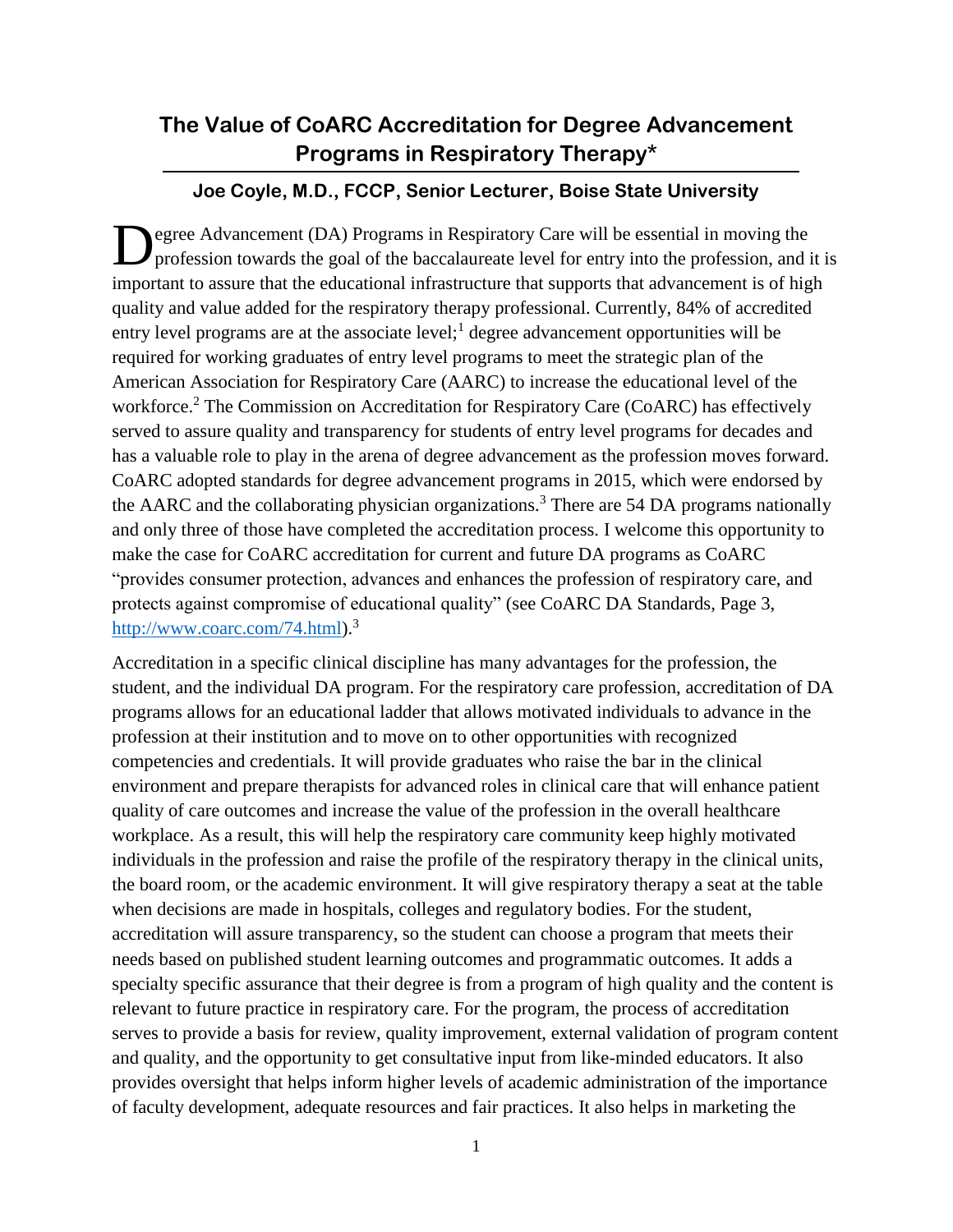# The Value of CoARC Accreditation for Degree Advancement Programs in Respiratory Therapy*

**Joe Coyle, M.D., FCCP, Senior Lecturer, Boise State University**

Degree Advancement (DA) Programs in Respiratory Care will be essential in moving the profession towards the goal of the baccalaureate level for entry into the profession, and it is important to assure that the educational infrastructure that supports that advancement is of high quality and value added for the respiratory therapy professional. Currently, 84% of accredited entry level programs are at the associate level;[1] degree advancement opportunities will be required for working graduates of entry level programs to meet the strategic plan of the American Association for Respiratory Care (AARC) to increase the educational level of the workforce.[2] The Commission on Accreditation for Respiratory Care (CoARC) has effectively served to assure quality and transparency for students of entry level programs for decades and has a valuable role to play in the arena of degree advancement as the profession moves forward. CoARC adopted standards for degree advancement programs in 2015, which were endorsed by the AARC and the collaborating physician organizations.[3] There are 54 DA programs nationally and only three of those have completed the accreditation process. I welcome this opportunity to make the case for CoARC accreditation for current and future DA programs as CoARC "provides consumer protection, advances and enhances the profession of respiratory care, and protects against compromise of educational quality" (see CoARC DA Standards, Page 3, [http://www.coarc.com/74.html](http://www.coarc.com/74.html)).[3]

Accreditation in a specific clinical discipline has many advantages for the profession, the student, and the individual DA program. For the respiratory care profession, accreditation of DA programs allows for an educational ladder that allows motivated individuals to advance in the profession at their institution and to move on to other opportunities with recognized competencies and credentials. It will provide graduates who raise the bar in the clinical environment and prepare therapists for advanced roles in clinical care that will enhance patient quality of care outcomes and increase the value of the profession in the overall healthcare workplace. As a result, this will help the respiratory care community keep highly motivated individuals in the profession and raise the profile of the respiratory therapy in the clinical units, the board room, or the academic environment. It will give respiratory therapy a seat at the table when decisions are made in hospitals, colleges and regulatory bodies. For the student, accreditation will assure transparency, so the student can choose a program that meets their needs based on published student learning outcomes and programmatic outcomes. It adds a specialty specific assurance that their degree is from a program of high quality and the content is relevant to future practice in respiratory care. For the program, the process of accreditation serves to provide a basis for review, quality improvement, external validation of program content and quality, and the opportunity to get consultative input from like-minded educators. It also provides oversight that helps inform higher levels of academic administration of the importance of faculty development, adequate resources and fair practices. It also helps in marketing the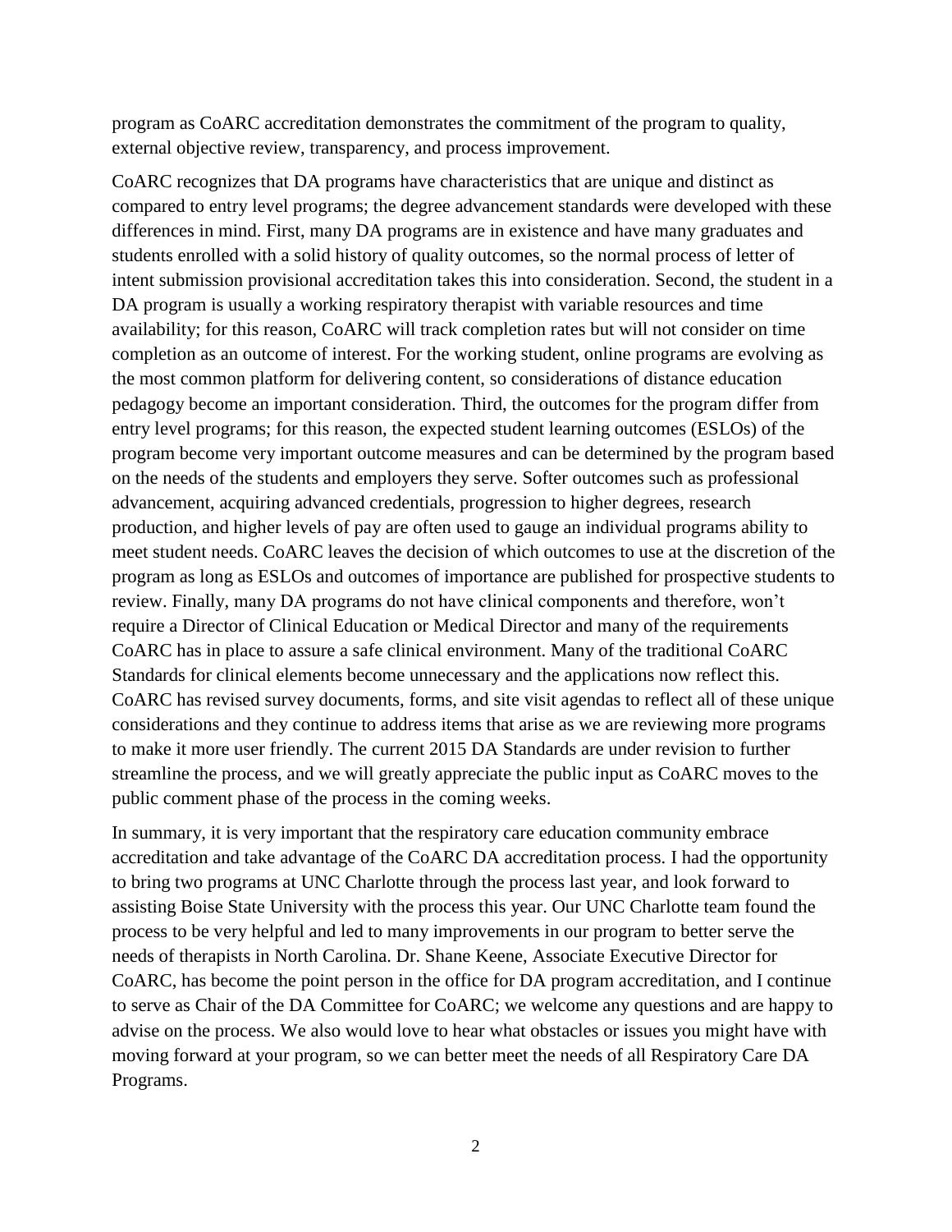program as CoARC accreditation demonstrates the commitment of the program to quality, external objective review, transparency, and process improvement.

CoARC recognizes that DA programs have characteristics that are unique and distinct as compared to entry level programs; the degree advancement standards were developed with these differences in mind. First, many DA programs are in existence and have many graduates and students enrolled with a solid history of quality outcomes, so the normal process of letter of intent submission provisional accreditation takes this into consideration. Second, the student in a DA program is usually a working respiratory therapist with variable resources and time availability; for this reason, CoARC will track completion rates but will not consider on time completion as an outcome of interest. For the working student, online programs are evolving as the most common platform for delivering content, so considerations of distance education pedagogy become an important consideration. Third, the outcomes for the program differ from entry level programs; for this reason, the expected student learning outcomes (ESLOs) of the program become very important outcome measures and can be determined by the program based on the needs of the students and employers they serve. Softer outcomes such as professional advancement, acquiring advanced credentials, progression to higher degrees, research production, and higher levels of pay are often used to gauge an individual programs ability to meet student needs. CoARC leaves the decision of which outcomes to use at the discretion of the program as long as ESLOs and outcomes of importance are published for prospective students to review. Finally, many DA programs do not have clinical components and therefore, won't require a Director of Clinical Education or Medical Director and many of the requirements CoARC has in place to assure a safe clinical environment. Many of the traditional CoARC Standards for clinical elements become unnecessary and the applications now reflect this. CoARC has revised survey documents, forms, and site visit agendas to reflect all of these unique considerations and they continue to address items that arise as we are reviewing more programs to make it more user friendly. The current 2015 DA Standards are under revision to further streamline the process, and we will greatly appreciate the public input as CoARC moves to the public comment phase of the process in the coming weeks.

In summary, it is very important that the respiratory care education community embrace accreditation and take advantage of the CoARC DA accreditation process. I had the opportunity to bring two programs at UNC Charlotte through the process last year, and look forward to assisting Boise State University with the process this year. Our UNC Charlotte team found the process to be very helpful and led to many improvements in our program to better serve the needs of therapists in North Carolina. Dr. Shane Keene, Associate Executive Director for CoARC, has become the point person in the office for DA program accreditation, and I continue to serve as Chair of the DA Committee for CoARC; we welcome any questions and are happy to advise on the process. We also would love to hear what obstacles or issues you might have with moving forward at your program, so we can better meet the needs of all Respiratory Care DA Programs.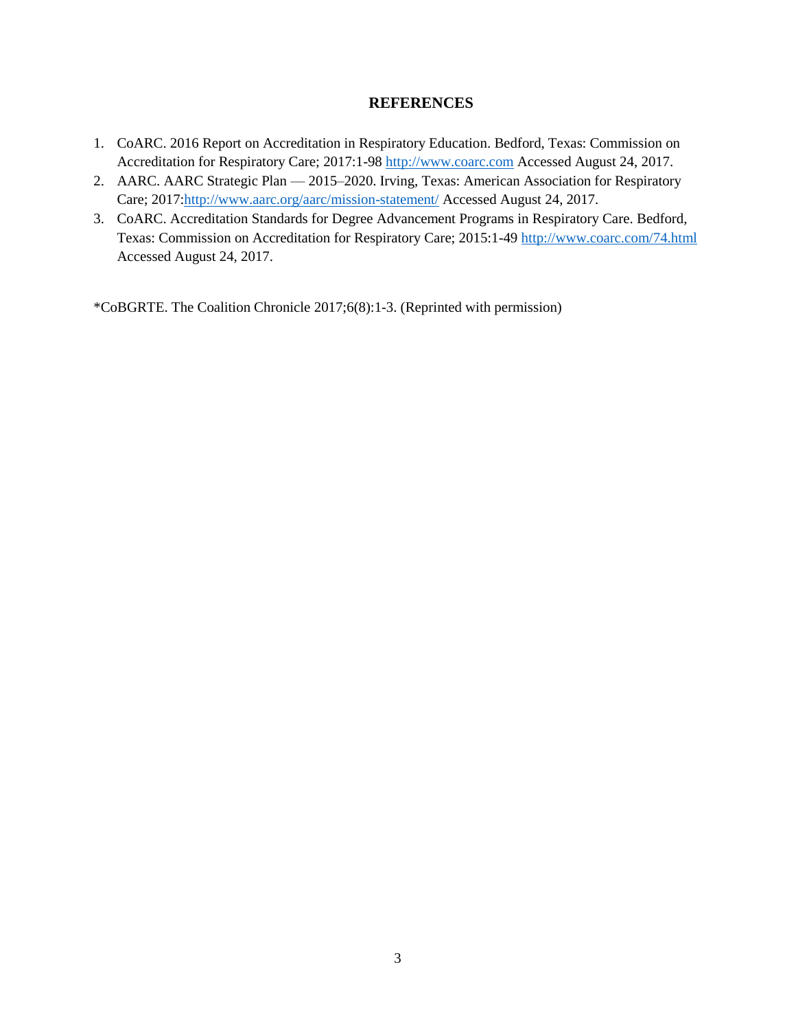## REFERENCES

1. CoARC. 2016 Report on Accreditation in Respiratory Education. Bedford, Texas: Commission on Accreditation for Respiratory Care; 2017:1-98 http://www.coarc.com Accessed August 24, 2017.
2. AARC. AARC Strategic Plan — 2015–2020. Irving, Texas: American Association for Respiratory Care; 2017:http://www.aarc.org/aarc/mission-statement/ Accessed August 24, 2017.
3. CoARC. Accreditation Standards for Degree Advancement Programs in Respiratory Care. Bedford, Texas: Commission on Accreditation for Respiratory Care; 2015:1-49 http://www.coarc.com/74.html Accessed August 24, 2017.

*CoBGRTE. The Coalition Chronicle 2017;6(8):1-3. (Reprinted with permission)